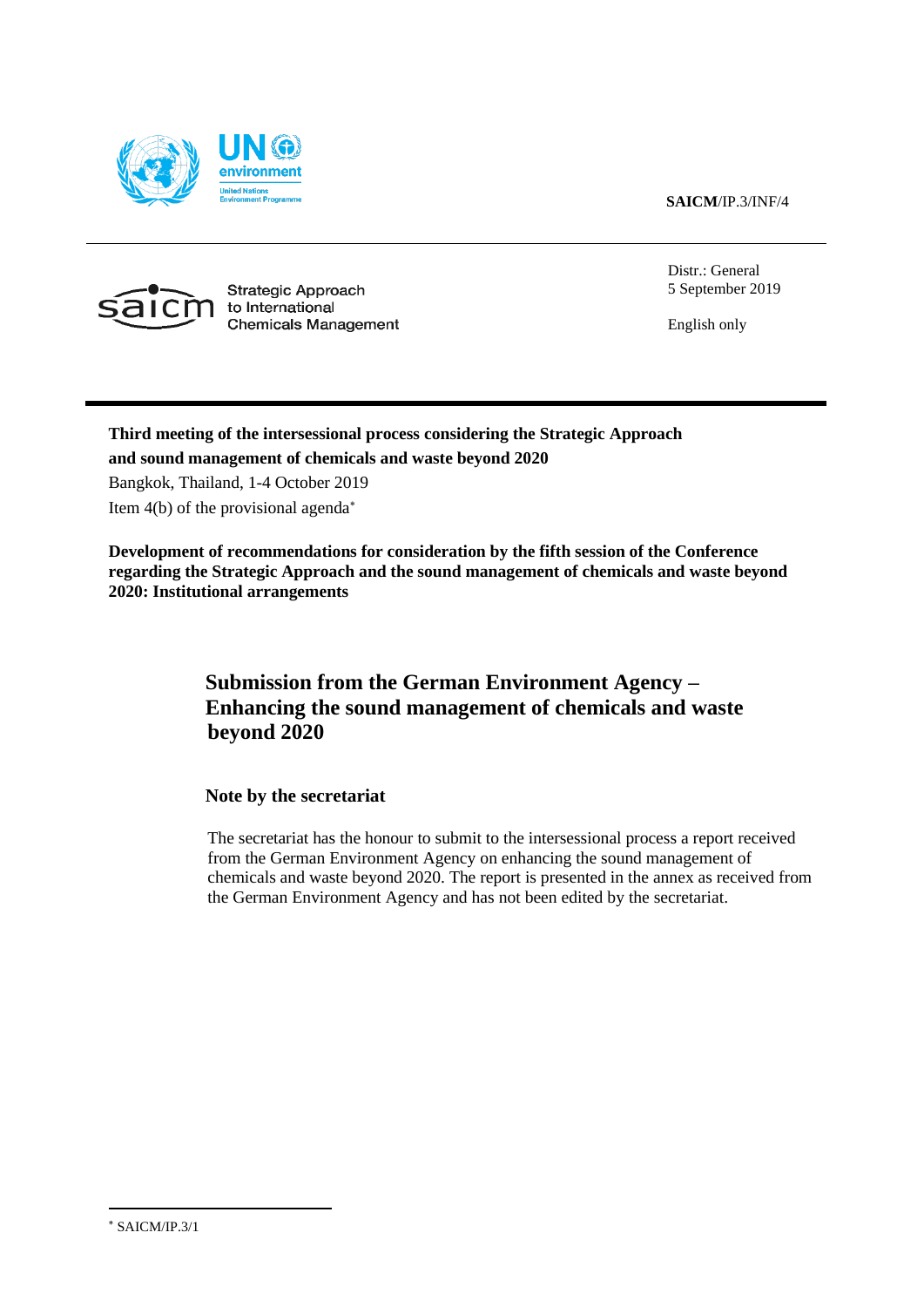**SAICM**/IP.3/INF/4

Strategic Approach to International Chemicals Management

Distr.: General
5 September 2019

English only

**Third meeting of the intersessional process considering the Strategic Approach and sound management of chemicals and waste beyond 2020**
Bangkok, Thailand, 1-4 October 2019
Item 4(b) of the provisional agenda*

**Development of recommendations for consideration by the fifth session of the Conference regarding the Strategic Approach and the sound management of chemicals and waste beyond 2020: Institutional arrangements**

# Submission from the German Environment Agency – Enhancing the sound management of chemicals and waste beyond 2020

## Note by the secretariat

The secretariat has the honour to submit to the intersessional process a report received from the German Environment Agency on enhancing the sound management of chemicals and waste beyond 2020. The report is presented in the annex as received from the German Environment Agency and has not been edited by the secretariat.

---

* SAICM/IP.3/1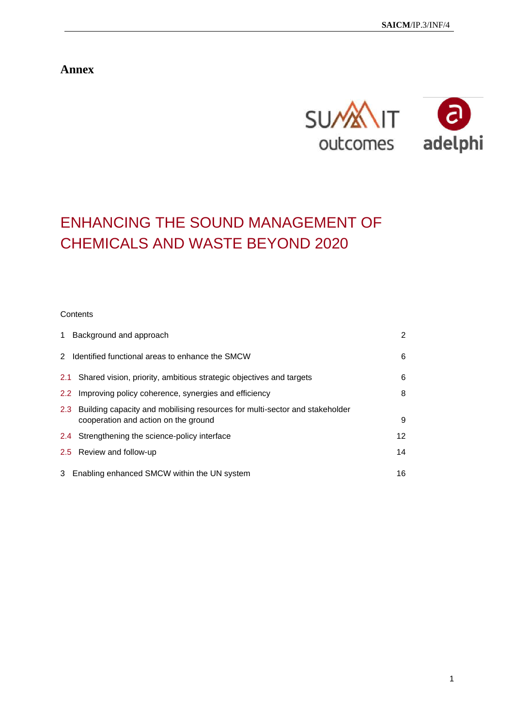# Annex

# ENHANCING THE SOUND MANAGEMENT OF CHEMICALS AND WASTE BEYOND 2020

Contents

| | | |
|---|---|---|
| 1 | Background and approach | 2 |
| 2 | Identified functional areas to enhance the SMCW | 6 |
| 2.1 | Shared vision, priority, ambitious strategic objectives and targets | 6 |
| 2.2 | Improving policy coherence, synergies and efficiency | 8 |
| 2.3 | Building capacity and mobilising resources for multi-sector and stakeholder cooperation and action on the ground | 9 |
| 2.4 | Strengthening the science-policy interface | 12 |
| 2.5 | Review and follow-up | 14 |
| 3 | Enabling enhanced SMCW within the UN system | 16 |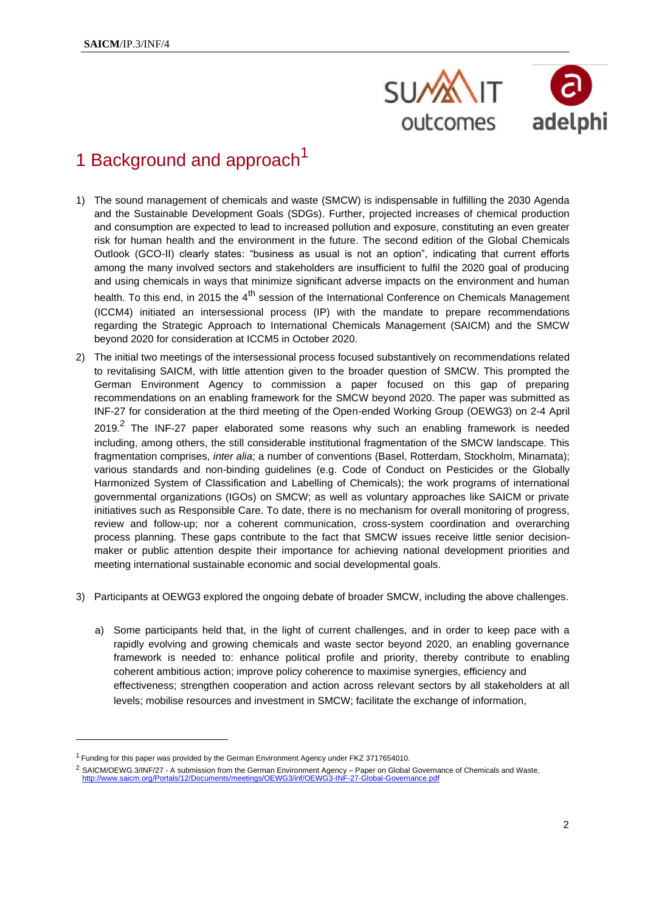# 1 Background and approach[1]

1) The sound management of chemicals and waste (SMCW) is indispensable in fulfilling the 2030 Agenda and the Sustainable Development Goals (SDGs). Further, projected increases of chemical production and consumption are expected to lead to increased pollution and exposure, constituting an even greater risk for human health and the environment in the future. The second edition of the Global Chemicals Outlook (GCO-II) clearly states: "business as usual is not an option", indicating that current efforts among the many involved sectors and stakeholders are insufficient to fulfil the 2020 goal of producing and using chemicals in ways that minimize significant adverse impacts on the environment and human health. To this end, in 2015 the 4th session of the International Conference on Chemicals Management (ICCM4) initiated an intersessional process (IP) with the mandate to prepare recommendations regarding the Strategic Approach to International Chemicals Management (SAICM) and the SMCW beyond 2020 for consideration at ICCM5 in October 2020.

2) The initial two meetings of the intersessional process focused substantively on recommendations related to revitalising SAICM, with little attention given to the broader question of SMCW. This prompted the German Environment Agency to commission a paper focused on this gap of preparing recommendations on an enabling framework for the SMCW beyond 2020. The paper was submitted as INF-27 for consideration at the third meeting of the Open-ended Working Group (OEWG3) on 2-4 April 2019.[2] The INF-27 paper elaborated some reasons why such an enabling framework is needed including, among others, the still considerable institutional fragmentation of the SMCW landscape. This fragmentation comprises, *inter alia*; a number of conventions (Basel, Rotterdam, Stockholm, Minamata); various standards and non-binding guidelines (e.g. Code of Conduct on Pesticides or the Globally Harmonized System of Classification and Labelling of Chemicals); the work programs of international governmental organizations (IGOs) on SMCW; as well as voluntary approaches like SAICM or private initiatives such as Responsible Care. To date, there is no mechanism for overall monitoring of progress, review and follow-up; nor a coherent communication, cross-system coordination and overarching process planning. These gaps contribute to the fact that SMCW issues receive little senior decision-maker or public attention despite their importance for achieving national development priorities and meeting international sustainable economic and social developmental goals.

3) Participants at OEWG3 explored the ongoing debate of broader SMCW, including the above challenges.

   a) Some participants held that, in the light of current challenges, and in order to keep pace with a rapidly evolving and growing chemicals and waste sector beyond 2020, an enabling governance framework is needed to: enhance political profile and priority, thereby contribute to enabling coherent ambitious action; improve policy coherence to maximise synergies, efficiency and effectiveness; strengthen cooperation and action across relevant sectors by all stakeholders at all levels; mobilise resources and investment in SMCW; facilitate the exchange of information,

---

[1] Funding for this paper was provided by the German Environment Agency under FKZ 3717654010.

[2] SAICM/OEWG.3/INF/27 - A submission from the German Environment Agency – Paper on Global Governance of Chemicals and Waste, http://www.saicm.org/Portals/12/Documents/meetings/OEWG3/inf/OEWG3-INF-27-Global-Governance.pdf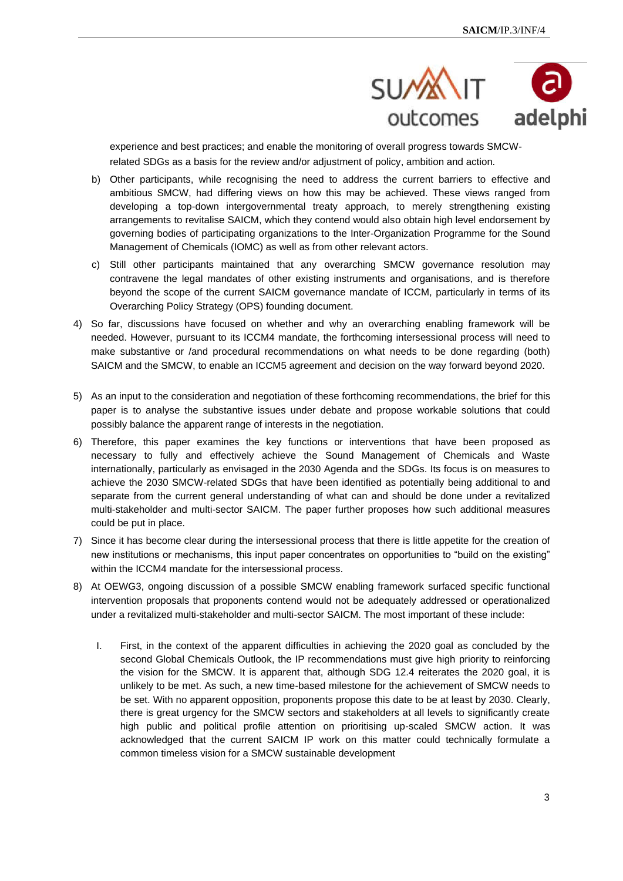experience and best practices; and enable the monitoring of overall progress towards SMCW-related SDGs as a basis for the review and/or adjustment of policy, ambition and action.

b) Other participants, while recognising the need to address the current barriers to effective and ambitious SMCW, had differing views on how this may be achieved. These views ranged from developing a top-down intergovernmental treaty approach, to merely strengthening existing arrangements to revitalise SAICM, which they contend would also obtain high level endorsement by governing bodies of participating organizations to the Inter-Organization Programme for the Sound Management of Chemicals (IOMC) as well as from other relevant actors.

c) Still other participants maintained that any overarching SMCW governance resolution may contravene the legal mandates of other existing instruments and organisations, and is therefore beyond the scope of the current SAICM governance mandate of ICCM, particularly in terms of its Overarching Policy Strategy (OPS) founding document.

4) So far, discussions have focused on whether and why an overarching enabling framework will be needed. However, pursuant to its ICCM4 mandate, the forthcoming intersessional process will need to make substantive or /and procedural recommendations on what needs to be done regarding (both) SAICM and the SMCW, to enable an ICCM5 agreement and decision on the way forward beyond 2020.

5) As an input to the consideration and negotiation of these forthcoming recommendations, the brief for this paper is to analyse the substantive issues under debate and propose workable solutions that could possibly balance the apparent range of interests in the negotiation.

6) Therefore, this paper examines the key functions or interventions that have been proposed as necessary to fully and effectively achieve the Sound Management of Chemicals and Waste internationally, particularly as envisaged in the 2030 Agenda and the SDGs. Its focus is on measures to achieve the 2030 SMCW-related SDGs that have been identified as potentially being additional to and separate from the current general understanding of what can and should be done under a revitalized multi-stakeholder and multi-sector SAICM. The paper further proposes how such additional measures could be put in place.

7) Since it has become clear during the intersessional process that there is little appetite for the creation of new institutions or mechanisms, this input paper concentrates on opportunities to "build on the existing" within the ICCM4 mandate for the intersessional process.

8) At OEWG3, ongoing discussion of a possible SMCW enabling framework surfaced specific functional intervention proposals that proponents contend would not be adequately addressed or operationalized under a revitalized multi-stakeholder and multi-sector SAICM. The most important of these include:

I. First, in the context of the apparent difficulties in achieving the 2020 goal as concluded by the second Global Chemicals Outlook, the IP recommendations must give high priority to reinforcing the vision for the SMCW. It is apparent that, although SDG 12.4 reiterates the 2020 goal, it is unlikely to be met. As such, a new time-based milestone for the achievement of SMCW needs to be set. With no apparent opposition, proponents propose this date to be at least by 2030. Clearly, there is great urgency for the SMCW sectors and stakeholders at all levels to significantly create high public and political profile attention on prioritising up-scaled SMCW action. It was acknowledged that the current SAICM IP work on this matter could technically formulate a common timeless vision for a SMCW sustainable development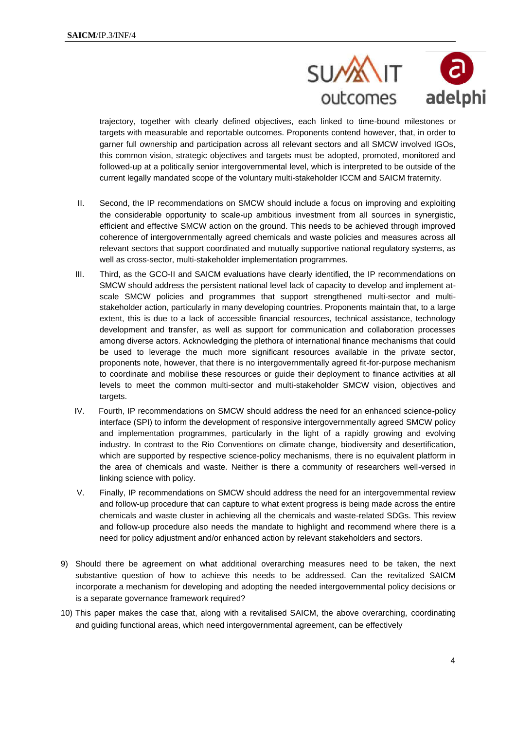trajectory, together with clearly defined objectives, each linked to time-bound milestones or targets with measurable and reportable outcomes. Proponents contend however, that, in order to garner full ownership and participation across all relevant sectors and all SMCW involved IGOs, this common vision, strategic objectives and targets must be adopted, promoted, monitored and followed-up at a politically senior intergovernmental level, which is interpreted to be outside of the current legally mandated scope of the voluntary multi-stakeholder ICCM and SAICM fraternity.

II. Second, the IP recommendations on SMCW should include a focus on improving and exploiting the considerable opportunity to scale-up ambitious investment from all sources in synergistic, efficient and effective SMCW action on the ground. This needs to be achieved through improved coherence of intergovernmentally agreed chemicals and waste policies and measures across all relevant sectors that support coordinated and mutually supportive national regulatory systems, as well as cross-sector, multi-stakeholder implementation programmes.

III. Third, as the GCO-II and SAICM evaluations have clearly identified, the IP recommendations on SMCW should address the persistent national level lack of capacity to develop and implement at-scale SMCW policies and programmes that support strengthened multi-sector and multi-stakeholder action, particularly in many developing countries. Proponents maintain that, to a large extent, this is due to a lack of accessible financial resources, technical assistance, technology development and transfer, as well as support for communication and collaboration processes among diverse actors. Acknowledging the plethora of international finance mechanisms that could be used to leverage the much more significant resources available in the private sector, proponents note, however, that there is no intergovernmentally agreed fit-for-purpose mechanism to coordinate and mobilise these resources or guide their deployment to finance activities at all levels to meet the common multi-sector and multi-stakeholder SMCW vision, objectives and targets.

IV. Fourth, IP recommendations on SMCW should address the need for an enhanced science-policy interface (SPI) to inform the development of responsive intergovernmentally agreed SMCW policy and implementation programmes, particularly in the light of a rapidly growing and evolving industry. In contrast to the Rio Conventions on climate change, biodiversity and desertification, which are supported by respective science-policy mechanisms, there is no equivalent platform in the area of chemicals and waste. Neither is there a community of researchers well-versed in linking science with policy.

V. Finally, IP recommendations on SMCW should address the need for an intergovernmental review and follow-up procedure that can capture to what extent progress is being made across the entire chemicals and waste cluster in achieving all the chemicals and waste-related SDGs. This review and follow-up procedure also needs the mandate to highlight and recommend where there is a need for policy adjustment and/or enhanced action by relevant stakeholders and sectors.

9) Should there be agreement on what additional overarching measures need to be taken, the next substantive question of how to achieve this needs to be addressed. Can the revitalized SAICM incorporate a mechanism for developing and adopting the needed intergovernmental policy decisions or is a separate governance framework required?

10) This paper makes the case that, along with a revitalised SAICM, the above overarching, coordinating and guiding functional areas, which need intergovernmental agreement, can be effectively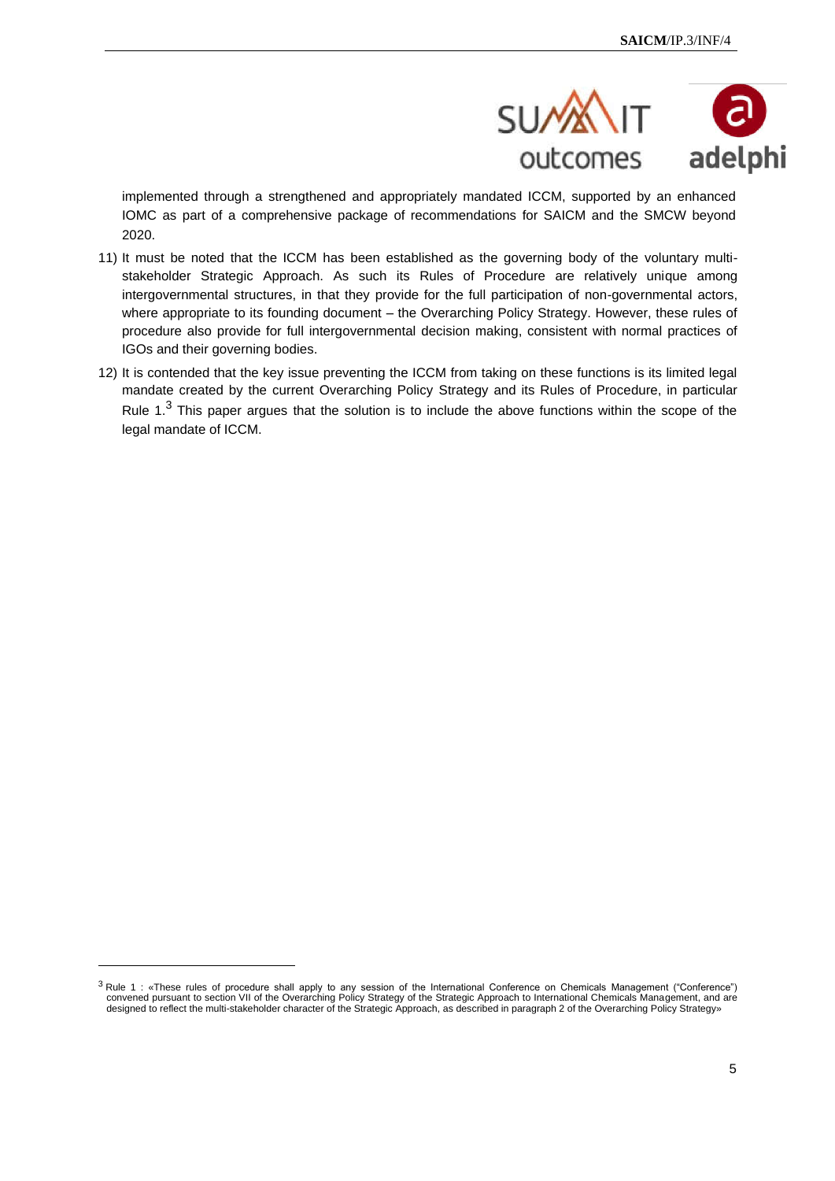implemented through a strengthened and appropriately mandated ICCM, supported by an enhanced IOMC as part of a comprehensive package of recommendations for SAICM and the SMCW beyond 2020.

11) It must be noted that the ICCM has been established as the governing body of the voluntary multi-stakeholder Strategic Approach. As such its Rules of Procedure are relatively unique among intergovernmental structures, in that they provide for the full participation of non-governmental actors, where appropriate to its founding document – the Overarching Policy Strategy. However, these rules of procedure also provide for full intergovernmental decision making, consistent with normal practices of IGOs and their governing bodies.

12) It is contended that the key issue preventing the ICCM from taking on these functions is its limited legal mandate created by the current Overarching Policy Strategy and its Rules of Procedure, in particular Rule 1.[3] This paper argues that the solution is to include the above functions within the scope of the legal mandate of ICCM.

[3] Rule 1 : «These rules of procedure shall apply to any session of the International Conference on Chemicals Management ("Conference") convened pursuant to section VII of the Overarching Policy Strategy of the Strategic Approach to International Chemicals Management, and are designed to reflect the multi-stakeholder character of the Strategic Approach, as described in paragraph 2 of the Overarching Policy Strategy»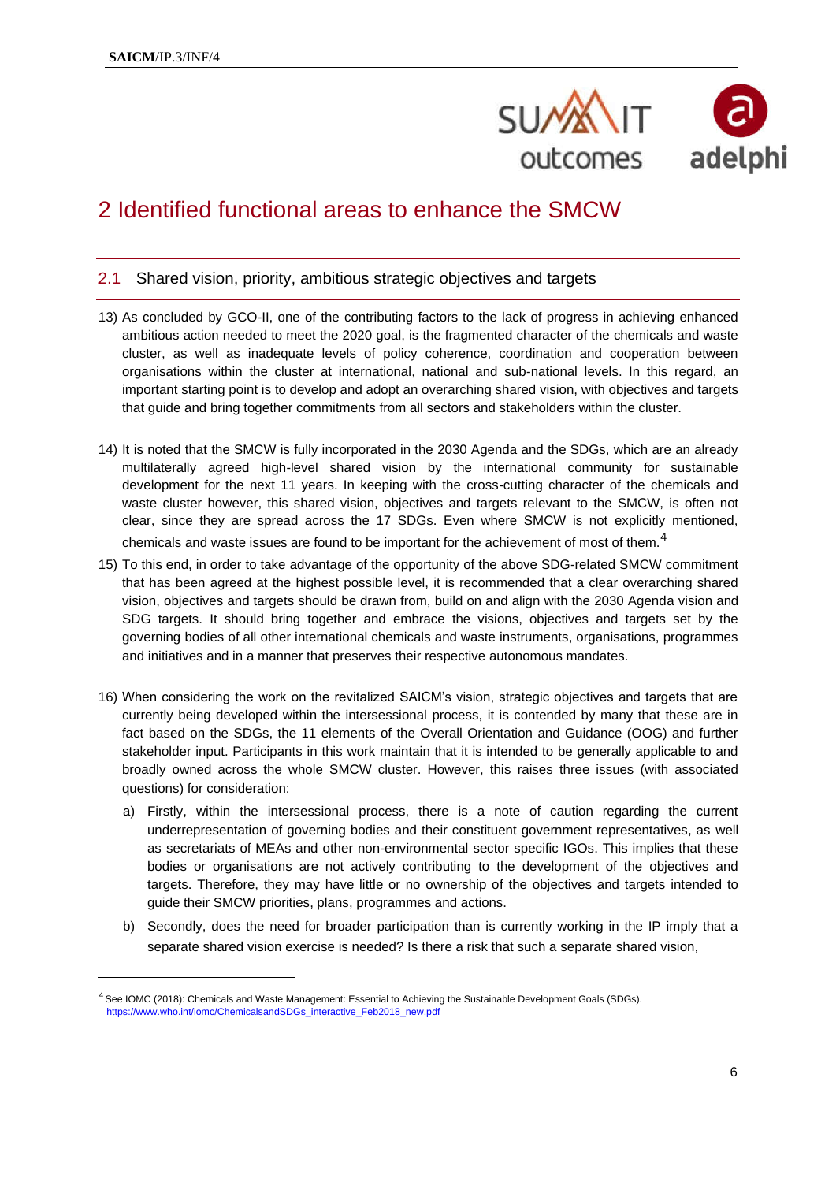## 2 Identified functional areas to enhance the SMCW

### 2.1 Shared vision, priority, ambitious strategic objectives and targets

13) As concluded by GCO-II, one of the contributing factors to the lack of progress in achieving enhanced ambitious action needed to meet the 2020 goal, is the fragmented character of the chemicals and waste cluster, as well as inadequate levels of policy coherence, coordination and cooperation between organisations within the cluster at international, national and sub-national levels. In this regard, an important starting point is to develop and adopt an overarching shared vision, with objectives and targets that guide and bring together commitments from all sectors and stakeholders within the cluster.

14) It is noted that the SMCW is fully incorporated in the 2030 Agenda and the SDGs, which are an already multilaterally agreed high-level shared vision by the international community for sustainable development for the next 11 years. In keeping with the cross-cutting character of the chemicals and waste cluster however, this shared vision, objectives and targets relevant to the SMCW, is often not clear, since they are spread across the 17 SDGs. Even where SMCW is not explicitly mentioned, chemicals and waste issues are found to be important for the achievement of most of them.[4]

15) To this end, in order to take advantage of the opportunity of the above SDG-related SMCW commitment that has been agreed at the highest possible level, it is recommended that a clear overarching shared vision, objectives and targets should be drawn from, build on and align with the 2030 Agenda vision and SDG targets. It should bring together and embrace the visions, objectives and targets set by the governing bodies of all other international chemicals and waste instruments, organisations, programmes and initiatives and in a manner that preserves their respective autonomous mandates.

16) When considering the work on the revitalized SAICM's vision, strategic objectives and targets that are currently being developed within the intersessional process, it is contended by many that these are in fact based on the SDGs, the 11 elements of the Overall Orientation and Guidance (OOG) and further stakeholder input. Participants in this work maintain that it is intended to be generally applicable to and broadly owned across the whole SMCW cluster. However, this raises three issues (with associated questions) for consideration:

    a) Firstly, within the intersessional process, there is a note of caution regarding the current underrepresentation of governing bodies and their constituent government representatives, as well as secretariats of MEAs and other non-environmental sector specific IGOs. This implies that these bodies or organisations are not actively contributing to the development of the objectives and targets. Therefore, they may have little or no ownership of the objectives and targets intended to guide their SMCW priorities, plans, programmes and actions.

    b) Secondly, does the need for broader participation than is currently working in the IP imply that a separate shared vision exercise is needed? Is there a risk that such a separate shared vision,

[4] See IOMC (2018): Chemicals and Waste Management: Essential to Achieving the Sustainable Development Goals (SDGs). https://www.who.int/iomc/ChemicalsandSDGs_interactive_Feb2018_new.pdf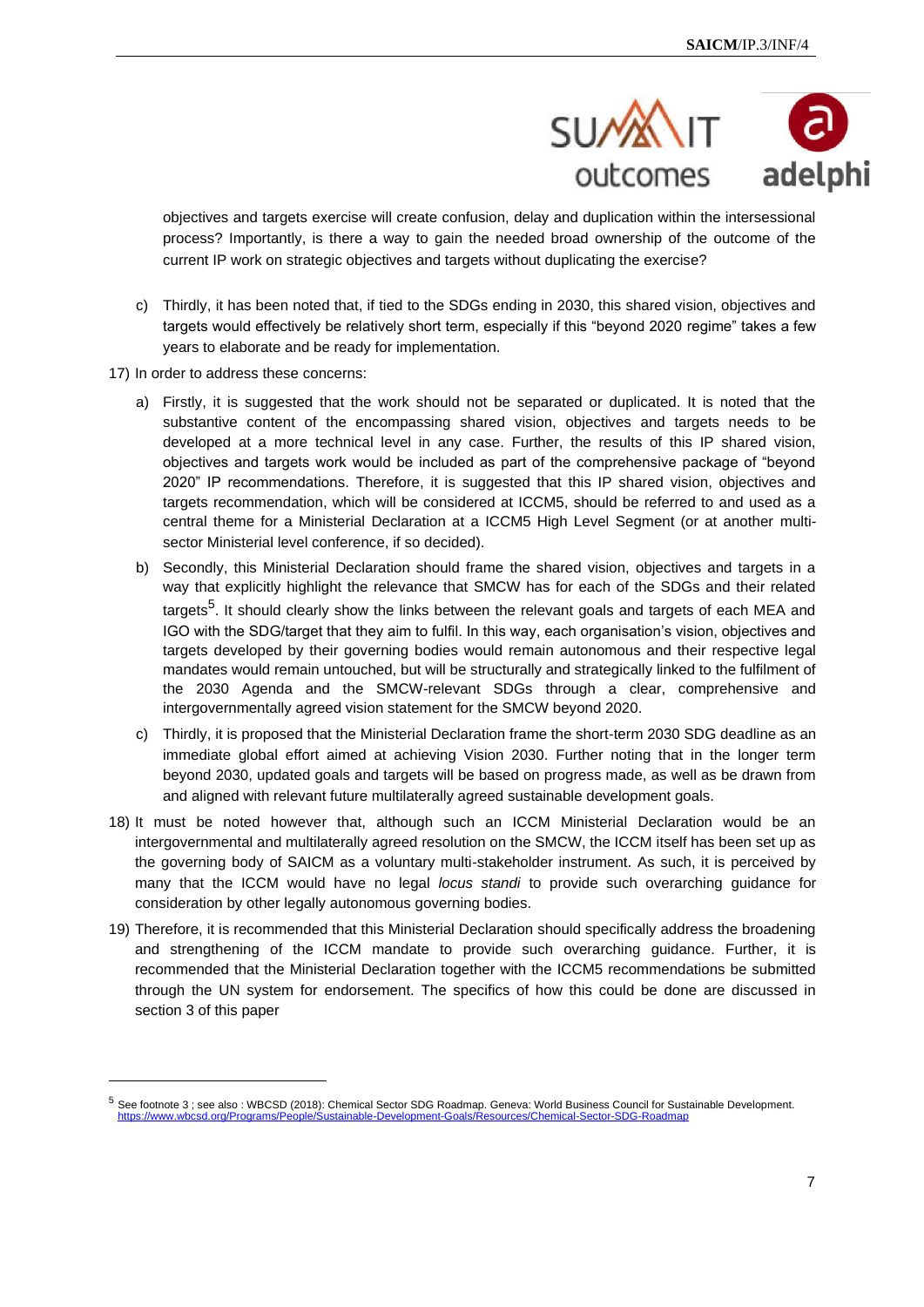objectives and targets exercise will create confusion, delay and duplication within the intersessional process? Importantly, is there a way to gain the needed broad ownership of the outcome of the current IP work on strategic objectives and targets without duplicating the exercise?

c) Thirdly, it has been noted that, if tied to the SDGs ending in 2030, this shared vision, objectives and targets would effectively be relatively short term, especially if this "beyond 2020 regime" takes a few years to elaborate and be ready for implementation.

17) In order to address these concerns:

a) Firstly, it is suggested that the work should not be separated or duplicated. It is noted that the substantive content of the encompassing shared vision, objectives and targets needs to be developed at a more technical level in any case. Further, the results of this IP shared vision, objectives and targets work would be included as part of the comprehensive package of "beyond 2020" IP recommendations. Therefore, it is suggested that this IP shared vision, objectives and targets recommendation, which will be considered at ICCM5, should be referred to and used as a central theme for a Ministerial Declaration at a ICCM5 High Level Segment (or at another multi-sector Ministerial level conference, if so decided).

b) Secondly, this Ministerial Declaration should frame the shared vision, objectives and targets in a way that explicitly highlight the relevance that SMCW has for each of the SDGs and their related targets[5]. It should clearly show the links between the relevant goals and targets of each MEA and IGO with the SDG/target that they aim to fulfil. In this way, each organisation's vision, objectives and targets developed by their governing bodies would remain autonomous and their respective legal mandates would remain untouched, but will be structurally and strategically linked to the fulfilment of the 2030 Agenda and the SMCW-relevant SDGs through a clear, comprehensive and intergovernmentally agreed vision statement for the SMCW beyond 2020.

c) Thirdly, it is proposed that the Ministerial Declaration frame the short-term 2030 SDG deadline as an immediate global effort aimed at achieving Vision 2030. Further noting that in the longer term beyond 2030, updated goals and targets will be based on progress made, as well as be drawn from and aligned with relevant future multilaterally agreed sustainable development goals.

18) It must be noted however that, although such an ICCM Ministerial Declaration would be an intergovernmental and multilaterally agreed resolution on the SMCW, the ICCM itself has been set up as the governing body of SAICM as a voluntary multi-stakeholder instrument. As such, it is perceived by many that the ICCM would have no legal *locus standi* to provide such overarching guidance for consideration by other legally autonomous governing bodies.

19) Therefore, it is recommended that this Ministerial Declaration should specifically address the broadening and strengthening of the ICCM mandate to provide such overarching guidance. Further, it is recommended that the Ministerial Declaration together with the ICCM5 recommendations be submitted through the UN system for endorsement. The specifics of how this could be done are discussed in section 3 of this paper

---

[5] See footnote 3 ; see also : WBCSD (2018): Chemical Sector SDG Roadmap. Geneva: World Business Council for Sustainable Development. https://www.wbcsd.org/Programs/People/Sustainable-Development-Goals/Resources/Chemical-Sector-SDG-Roadmap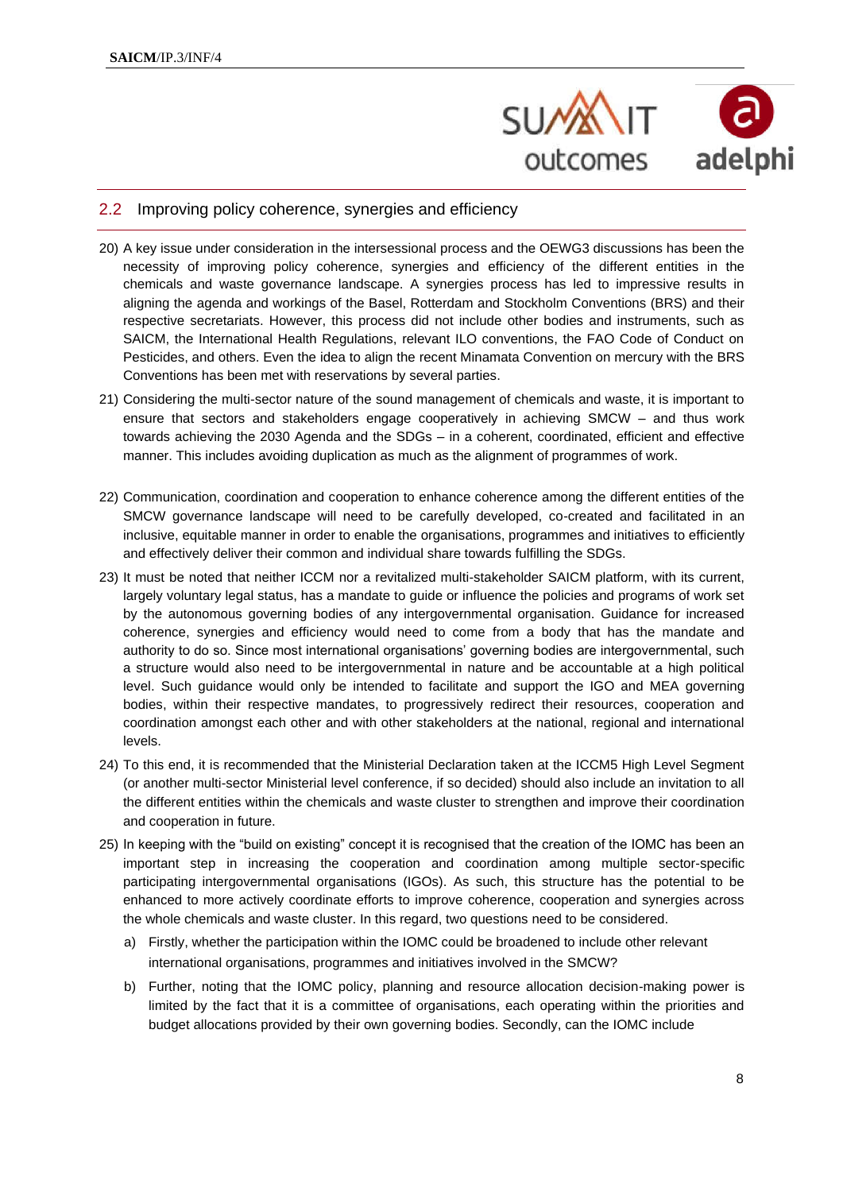## 2.2 Improving policy coherence, synergies and efficiency

20) A key issue under consideration in the intersessional process and the OEWG3 discussions has been the necessity of improving policy coherence, synergies and efficiency of the different entities in the chemicals and waste governance landscape. A synergies process has led to impressive results in aligning the agenda and workings of the Basel, Rotterdam and Stockholm Conventions (BRS) and their respective secretariats. However, this process did not include other bodies and instruments, such as SAICM, the International Health Regulations, relevant ILO conventions, the FAO Code of Conduct on Pesticides, and others. Even the idea to align the recent Minamata Convention on mercury with the BRS Conventions has been met with reservations by several parties.

21) Considering the multi-sector nature of the sound management of chemicals and waste, it is important to ensure that sectors and stakeholders engage cooperatively in achieving SMCW – and thus work towards achieving the 2030 Agenda and the SDGs – in a coherent, coordinated, efficient and effective manner. This includes avoiding duplication as much as the alignment of programmes of work.

22) Communication, coordination and cooperation to enhance coherence among the different entities of the SMCW governance landscape will need to be carefully developed, co-created and facilitated in an inclusive, equitable manner in order to enable the organisations, programmes and initiatives to efficiently and effectively deliver their common and individual share towards fulfilling the SDGs.

23) It must be noted that neither ICCM nor a revitalized multi-stakeholder SAICM platform, with its current, largely voluntary legal status, has a mandate to guide or influence the policies and programs of work set by the autonomous governing bodies of any intergovernmental organisation. Guidance for increased coherence, synergies and efficiency would need to come from a body that has the mandate and authority to do so. Since most international organisations' governing bodies are intergovernmental, such a structure would also need to be intergovernmental in nature and be accountable at a high political level. Such guidance would only be intended to facilitate and support the IGO and MEA governing bodies, within their respective mandates, to progressively redirect their resources, cooperation and coordination amongst each other and with other stakeholders at the national, regional and international levels.

24) To this end, it is recommended that the Ministerial Declaration taken at the ICCM5 High Level Segment (or another multi-sector Ministerial level conference, if so decided) should also include an invitation to all the different entities within the chemicals and waste cluster to strengthen and improve their coordination and cooperation in future.

25) In keeping with the "build on existing" concept it is recognised that the creation of the IOMC has been an important step in increasing the cooperation and coordination among multiple sector-specific participating intergovernmental organisations (IGOs). As such, this structure has the potential to be enhanced to more actively coordinate efforts to improve coherence, cooperation and synergies across the whole chemicals and waste cluster. In this regard, two questions need to be considered.

    a) Firstly, whether the participation within the IOMC could be broadened to include other relevant international organisations, programmes and initiatives involved in the SMCW?

    b) Further, noting that the IOMC policy, planning and resource allocation decision-making power is limited by the fact that it is a committee of organisations, each operating within the priorities and budget allocations provided by their own governing bodies. Secondly, can the IOMC include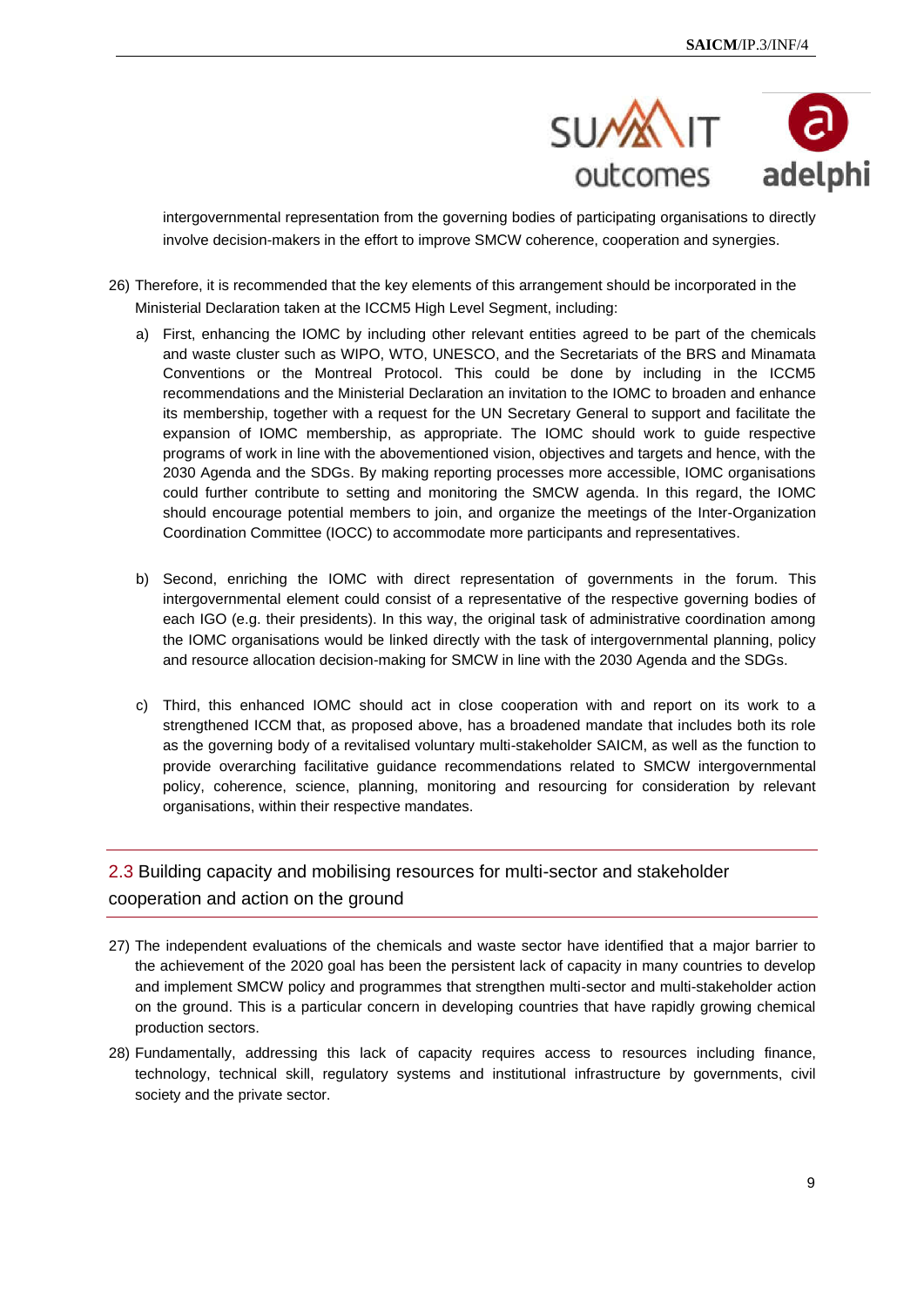intergovernmental representation from the governing bodies of participating organisations to directly involve decision-makers in the effort to improve SMCW coherence, cooperation and synergies.

26) Therefore, it is recommended that the key elements of this arrangement should be incorporated in the Ministerial Declaration taken at the ICCM5 High Level Segment, including:

   a) First, enhancing the IOMC by including other relevant entities agreed to be part of the chemicals and waste cluster such as WIPO, WTO, UNESCO, and the Secretariats of the BRS and Minamata Conventions or the Montreal Protocol. This could be done by including in the ICCM5 recommendations and the Ministerial Declaration an invitation to the IOMC to broaden and enhance its membership, together with a request for the UN Secretary General to support and facilitate the expansion of IOMC membership, as appropriate. The IOMC should work to guide respective programs of work in line with the abovementioned vision, objectives and targets and hence, with the 2030 Agenda and the SDGs. By making reporting processes more accessible, IOMC organisations could further contribute to setting and monitoring the SMCW agenda. In this regard, the IOMC should encourage potential members to join, and organize the meetings of the Inter-Organization Coordination Committee (IOCC) to accommodate more participants and representatives.

   b) Second, enriching the IOMC with direct representation of governments in the forum. This intergovernmental element could consist of a representative of the respective governing bodies of each IGO (e.g. their presidents). In this way, the original task of administrative coordination among the IOMC organisations would be linked directly with the task of intergovernmental planning, policy and resource allocation decision-making for SMCW in line with the 2030 Agenda and the SDGs.

   c) Third, this enhanced IOMC should act in close cooperation with and report on its work to a strengthened ICCM that, as proposed above, has a broadened mandate that includes both its role as the governing body of a revitalised voluntary multi-stakeholder SAICM, as well as the function to provide overarching facilitative guidance recommendations related to SMCW intergovernmental policy, coherence, science, planning, monitoring and resourcing for consideration by relevant organisations, within their respective mandates.

## 2.3 Building capacity and mobilising resources for multi-sector and stakeholder cooperation and action on the ground

27) The independent evaluations of the chemicals and waste sector have identified that a major barrier to the achievement of the 2020 goal has been the persistent lack of capacity in many countries to develop and implement SMCW policy and programmes that strengthen multi-sector and multi-stakeholder action on the ground. This is a particular concern in developing countries that have rapidly growing chemical production sectors.

28) Fundamentally, addressing this lack of capacity requires access to resources including finance, technology, technical skill, regulatory systems and institutional infrastructure by governments, civil society and the private sector.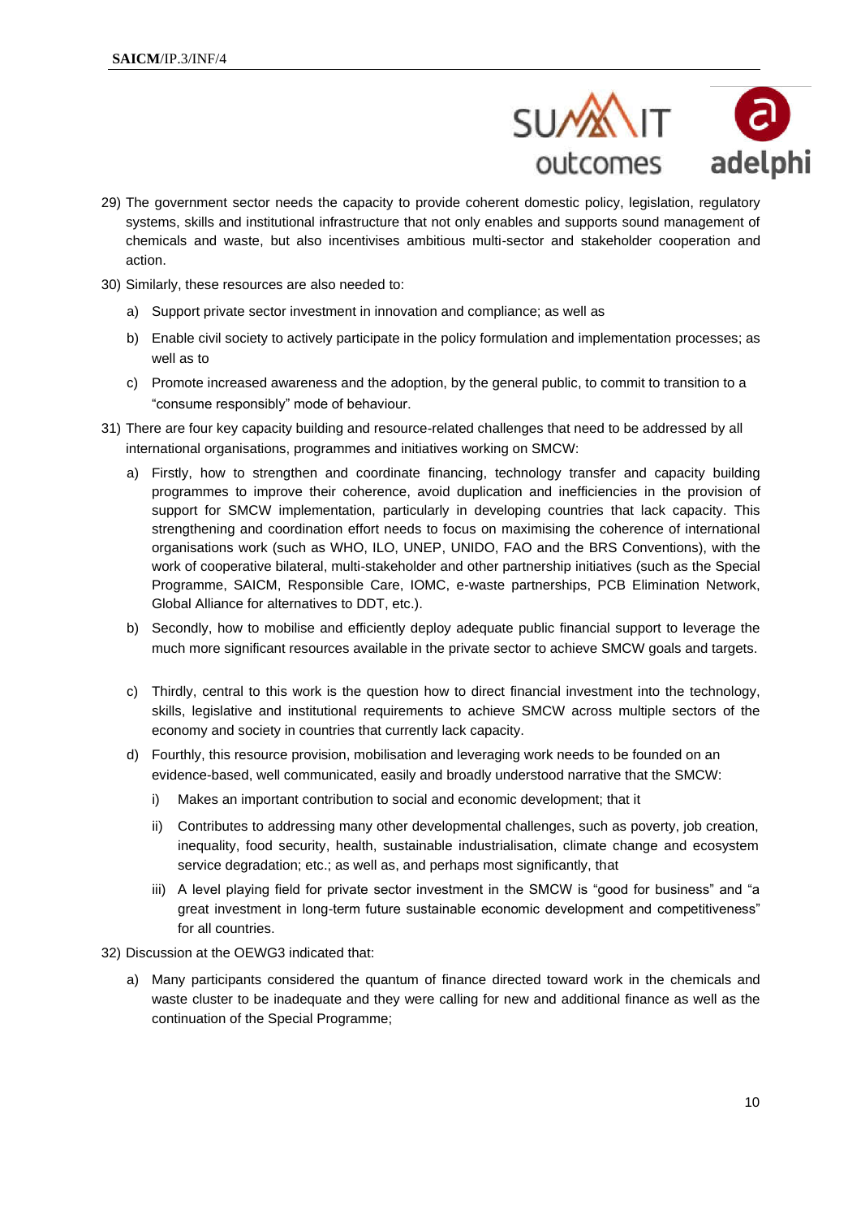29) The government sector needs the capacity to provide coherent domestic policy, legislation, regulatory systems, skills and institutional infrastructure that not only enables and supports sound management of chemicals and waste, but also incentivises ambitious multi-sector and stakeholder cooperation and action.

30) Similarly, these resources are also needed to:

    a) Support private sector investment in innovation and compliance; as well as

    b) Enable civil society to actively participate in the policy formulation and implementation processes; as well as to

    c) Promote increased awareness and the adoption, by the general public, to commit to transition to a "consume responsibly" mode of behaviour.

31) There are four key capacity building and resource-related challenges that need to be addressed by all international organisations, programmes and initiatives working on SMCW:

    a) Firstly, how to strengthen and coordinate financing, technology transfer and capacity building programmes to improve their coherence, avoid duplication and inefficiencies in the provision of support for SMCW implementation, particularly in developing countries that lack capacity. This strengthening and coordination effort needs to focus on maximising the coherence of international organisations work (such as WHO, ILO, UNEP, UNIDO, FAO and the BRS Conventions), with the work of cooperative bilateral, multi-stakeholder and other partnership initiatives (such as the Special Programme, SAICM, Responsible Care, IOMC, e-waste partnerships, PCB Elimination Network, Global Alliance for alternatives to DDT, etc.).

    b) Secondly, how to mobilise and efficiently deploy adequate public financial support to leverage the much more significant resources available in the private sector to achieve SMCW goals and targets.

    c) Thirdly, central to this work is the question how to direct financial investment into the technology, skills, legislative and institutional requirements to achieve SMCW across multiple sectors of the economy and society in countries that currently lack capacity.

    d) Fourthly, this resource provision, mobilisation and leveraging work needs to be founded on an evidence-based, well communicated, easily and broadly understood narrative that the SMCW:

        i) Makes an important contribution to social and economic development; that it

        ii) Contributes to addressing many other developmental challenges, such as poverty, job creation, inequality, food security, health, sustainable industrialisation, climate change and ecosystem service degradation; etc.; as well as, and perhaps most significantly, that

        iii) A level playing field for private sector investment in the SMCW is "good for business" and "a great investment in long-term future sustainable economic development and competitiveness" for all countries.

32) Discussion at the OEWG3 indicated that:

    a) Many participants considered the quantum of finance directed toward work in the chemicals and waste cluster to be inadequate and they were calling for new and additional finance as well as the continuation of the Special Programme;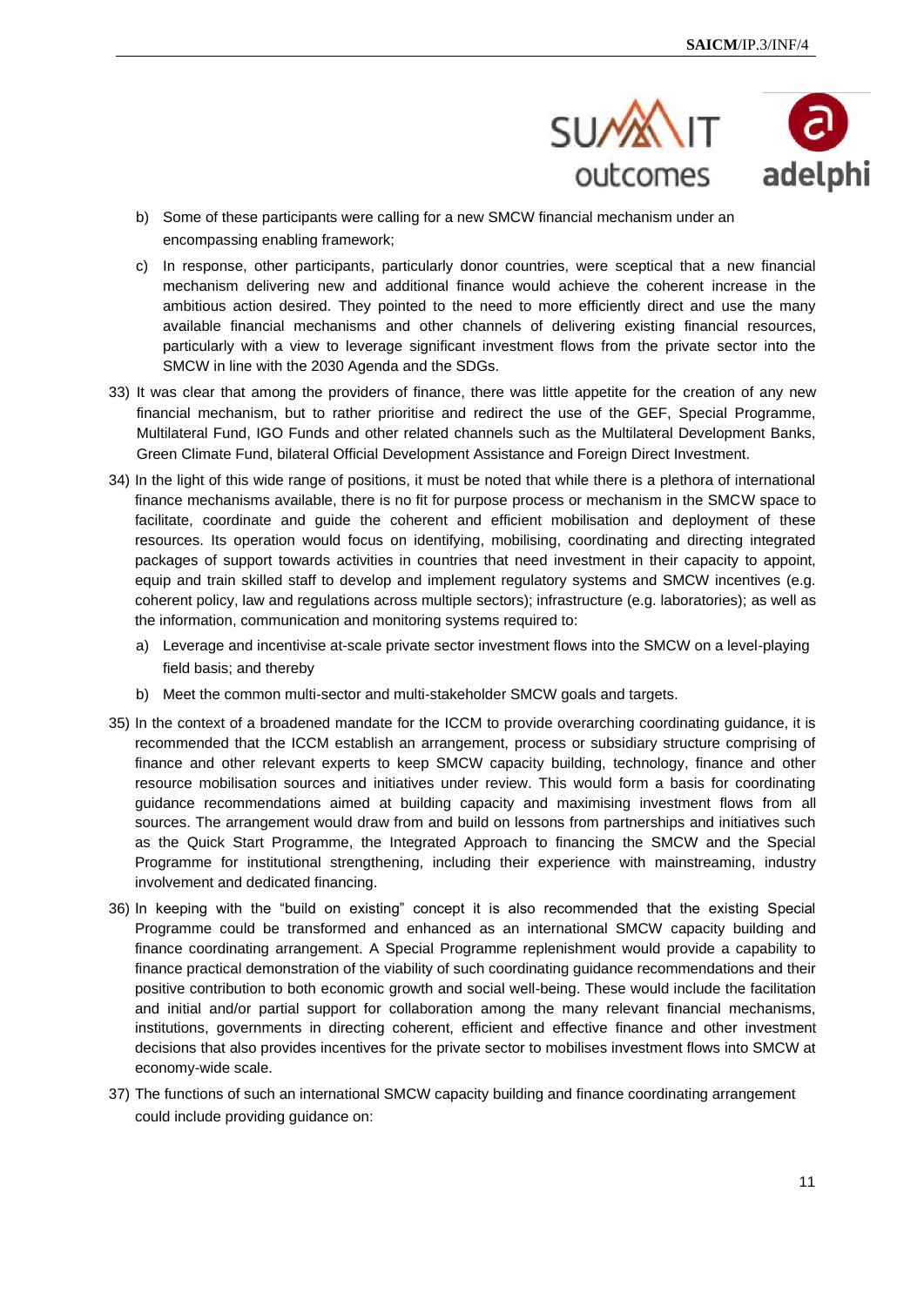b) Some of these participants were calling for a new SMCW financial mechanism under an encompassing enabling framework;

c) In response, other participants, particularly donor countries, were sceptical that a new financial mechanism delivering new and additional finance would achieve the coherent increase in the ambitious action desired. They pointed to the need to more efficiently direct and use the many available financial mechanisms and other channels of delivering existing financial resources, particularly with a view to leverage significant investment flows from the private sector into the SMCW in line with the 2030 Agenda and the SDGs.

33) It was clear that among the providers of finance, there was little appetite for the creation of any new financial mechanism, but to rather prioritise and redirect the use of the GEF, Special Programme, Multilateral Fund, IGO Funds and other related channels such as the Multilateral Development Banks, Green Climate Fund, bilateral Official Development Assistance and Foreign Direct Investment.

34) In the light of this wide range of positions, it must be noted that while there is a plethora of international finance mechanisms available, there is no fit for purpose process or mechanism in the SMCW space to facilitate, coordinate and guide the coherent and efficient mobilisation and deployment of these resources. Its operation would focus on identifying, mobilising, coordinating and directing integrated packages of support towards activities in countries that need investment in their capacity to appoint, equip and train skilled staff to develop and implement regulatory systems and SMCW incentives (e.g. coherent policy, law and regulations across multiple sectors); infrastructure (e.g. laboratories); as well as the information, communication and monitoring systems required to:

a) Leverage and incentivise at-scale private sector investment flows into the SMCW on a level-playing field basis; and thereby

b) Meet the common multi-sector and multi-stakeholder SMCW goals and targets.

35) In the context of a broadened mandate for the ICCM to provide overarching coordinating guidance, it is recommended that the ICCM establish an arrangement, process or subsidiary structure comprising of finance and other relevant experts to keep SMCW capacity building, technology, finance and other resource mobilisation sources and initiatives under review. This would form a basis for coordinating guidance recommendations aimed at building capacity and maximising investment flows from all sources. The arrangement would draw from and build on lessons from partnerships and initiatives such as the Quick Start Programme, the Integrated Approach to financing the SMCW and the Special Programme for institutional strengthening, including their experience with mainstreaming, industry involvement and dedicated financing.

36) In keeping with the "build on existing" concept it is also recommended that the existing Special Programme could be transformed and enhanced as an international SMCW capacity building and finance coordinating arrangement. A Special Programme replenishment would provide a capability to finance practical demonstration of the viability of such coordinating guidance recommendations and their positive contribution to both economic growth and social well-being. These would include the facilitation and initial and/or partial support for collaboration among the many relevant financial mechanisms, institutions, governments in directing coherent, efficient and effective finance and other investment decisions that also provides incentives for the private sector to mobilises investment flows into SMCW at economy-wide scale.

37) The functions of such an international SMCW capacity building and finance coordinating arrangement could include providing guidance on: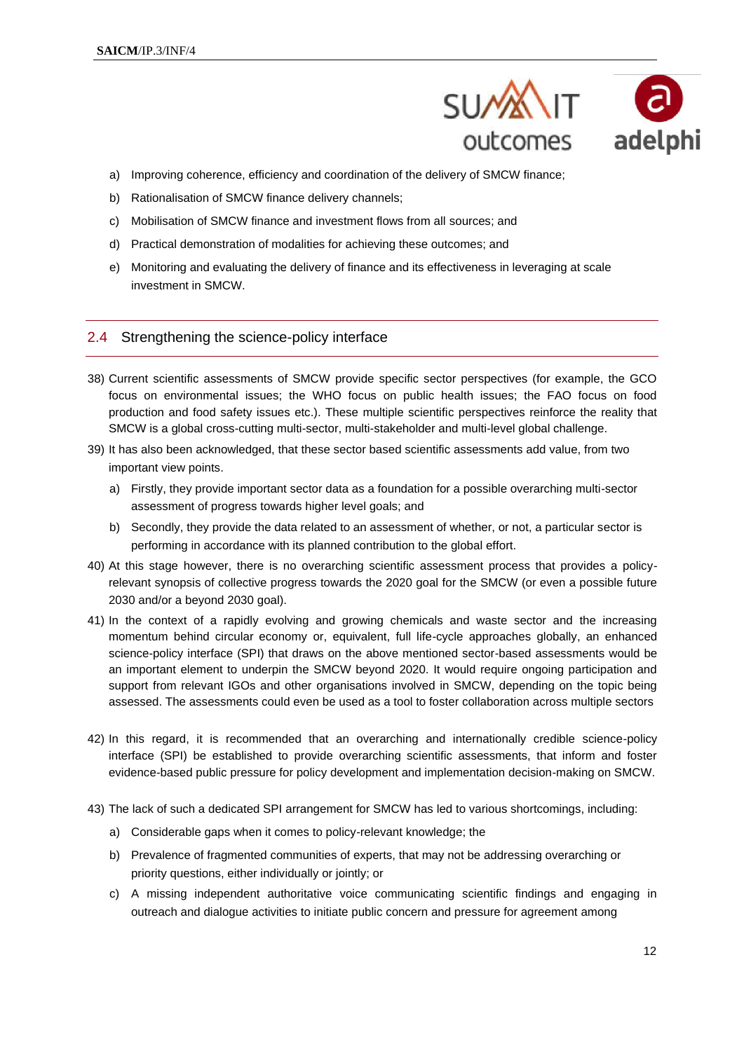a) Improving coherence, efficiency and coordination of the delivery of SMCW finance;

b) Rationalisation of SMCW finance delivery channels;

c) Mobilisation of SMCW finance and investment flows from all sources; and

d) Practical demonstration of modalities for achieving these outcomes; and

e) Monitoring and evaluating the delivery of finance and its effectiveness in leveraging at scale investment in SMCW.

## 2.4 Strengthening the science-policy interface

38) Current scientific assessments of SMCW provide specific sector perspectives (for example, the GCO focus on environmental issues; the WHO focus on public health issues; the FAO focus on food production and food safety issues etc.). These multiple scientific perspectives reinforce the reality that SMCW is a global cross-cutting multi-sector, multi-stakeholder and multi-level global challenge.

39) It has also been acknowledged, that these sector based scientific assessments add value, from two important view points.

   a) Firstly, they provide important sector data as a foundation for a possible overarching multi-sector assessment of progress towards higher level goals; and

   b) Secondly, they provide the data related to an assessment of whether, or not, a particular sector is performing in accordance with its planned contribution to the global effort.

40) At this stage however, there is no overarching scientific assessment process that provides a policy-relevant synopsis of collective progress towards the 2020 goal for the SMCW (or even a possible future 2030 and/or a beyond 2030 goal).

41) In the context of a rapidly evolving and growing chemicals and waste sector and the increasing momentum behind circular economy or, equivalent, full life-cycle approaches globally, an enhanced science-policy interface (SPI) that draws on the above mentioned sector-based assessments would be an important element to underpin the SMCW beyond 2020. It would require ongoing participation and support from relevant IGOs and other organisations involved in SMCW, depending on the topic being assessed. The assessments could even be used as a tool to foster collaboration across multiple sectors

42) In this regard, it is recommended that an overarching and internationally credible science-policy interface (SPI) be established to provide overarching scientific assessments, that inform and foster evidence-based public pressure for policy development and implementation decision-making on SMCW.

43) The lack of such a dedicated SPI arrangement for SMCW has led to various shortcomings, including:

   a) Considerable gaps when it comes to policy-relevant knowledge; the

   b) Prevalence of fragmented communities of experts, that may not be addressing overarching or priority questions, either individually or jointly; or

   c) A missing independent authoritative voice communicating scientific findings and engaging in outreach and dialogue activities to initiate public concern and pressure for agreement among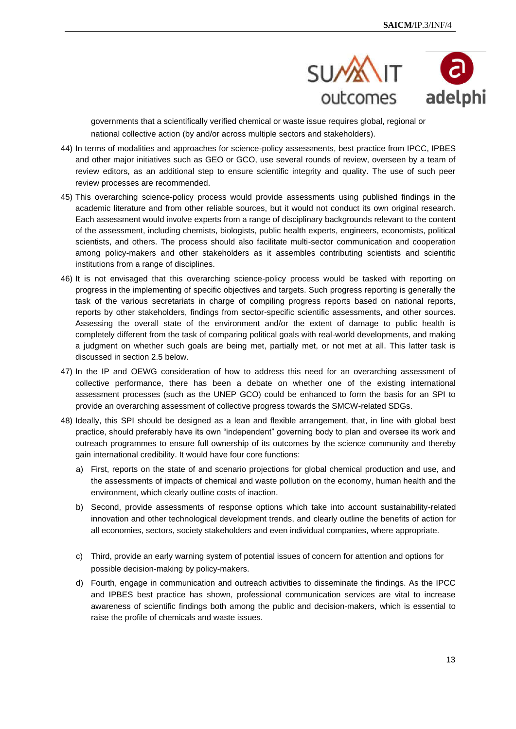governments that a scientifically verified chemical or waste issue requires global, regional or national collective action (by and/or across multiple sectors and stakeholders).

44) In terms of modalities and approaches for science-policy assessments, best practice from IPCC, IPBES and other major initiatives such as GEO or GCO, use several rounds of review, overseen by a team of review editors, as an additional step to ensure scientific integrity and quality. The use of such peer review processes are recommended.

45) This overarching science-policy process would provide assessments using published findings in the academic literature and from other reliable sources, but it would not conduct its own original research. Each assessment would involve experts from a range of disciplinary backgrounds relevant to the content of the assessment, including chemists, biologists, public health experts, engineers, economists, political scientists, and others. The process should also facilitate multi-sector communication and cooperation among policy-makers and other stakeholders as it assembles contributing scientists and scientific institutions from a range of disciplines.

46) It is not envisaged that this overarching science-policy process would be tasked with reporting on progress in the implementing of specific objectives and targets. Such progress reporting is generally the task of the various secretariats in charge of compiling progress reports based on national reports, reports by other stakeholders, findings from sector-specific scientific assessments, and other sources. Assessing the overall state of the environment and/or the extent of damage to public health is completely different from the task of comparing political goals with real-world developments, and making a judgment on whether such goals are being met, partially met, or not met at all. This latter task is discussed in section 2.5 below.

47) In the IP and OEWG consideration of how to address this need for an overarching assessment of collective performance, there has been a debate on whether one of the existing international assessment processes (such as the UNEP GCO) could be enhanced to form the basis for an SPI to provide an overarching assessment of collective progress towards the SMCW-related SDGs.

48) Ideally, this SPI should be designed as a lean and flexible arrangement, that, in line with global best practice, should preferably have its own "independent" governing body to plan and oversee its work and outreach programmes to ensure full ownership of its outcomes by the science community and thereby gain international credibility. It would have four core functions:

    a) First, reports on the state of and scenario projections for global chemical production and use, and the assessments of impacts of chemical and waste pollution on the economy, human health and the environment, which clearly outline costs of inaction.

    b) Second, provide assessments of response options which take into account sustainability-related innovation and other technological development trends, and clearly outline the benefits of action for all economies, sectors, society stakeholders and even individual companies, where appropriate.

    c) Third, provide an early warning system of potential issues of concern for attention and options for possible decision-making by policy-makers.

    d) Fourth, engage in communication and outreach activities to disseminate the findings. As the IPCC and IPBES best practice has shown, professional communication services are vital to increase awareness of scientific findings both among the public and decision-makers, which is essential to raise the profile of chemicals and waste issues.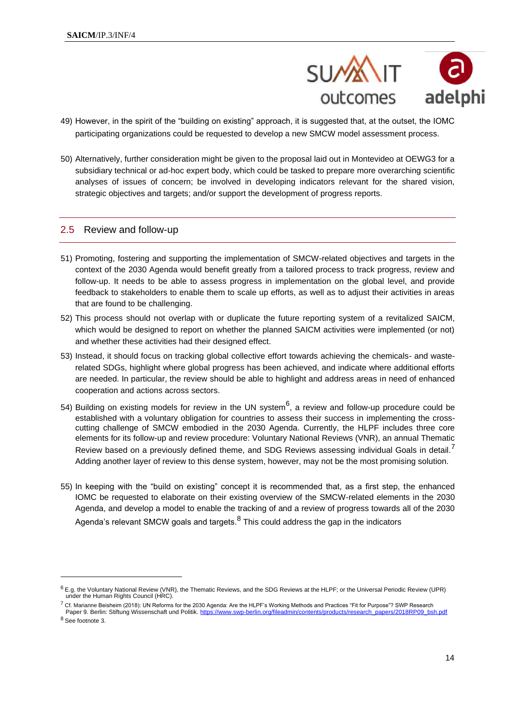49) However, in the spirit of the “building on existing” approach, it is suggested that, at the outset, the IOMC participating organizations could be requested to develop a new SMCW model assessment process.

50) Alternatively, further consideration might be given to the proposal laid out in Montevideo at OEWG3 for a subsidiary technical or ad-hoc expert body, which could be tasked to prepare more overarching scientific analyses of issues of concern; be involved in developing indicators relevant for the shared vision, strategic objectives and targets; and/or support the development of progress reports.

## 2.5 Review and follow-up

51) Promoting, fostering and supporting the implementation of SMCW-related objectives and targets in the context of the 2030 Agenda would benefit greatly from a tailored process to track progress, review and follow-up. It needs to be able to assess progress in implementation on the global level, and provide feedback to stakeholders to enable them to scale up efforts, as well as to adjust their activities in areas that are found to be challenging.

52) This process should not overlap with or duplicate the future reporting system of a revitalized SAICM, which would be designed to report on whether the planned SAICM activities were implemented (or not) and whether these activities had their designed effect.

53) Instead, it should focus on tracking global collective effort towards achieving the chemicals- and waste-related SDGs, highlight where global progress has been achieved, and indicate where additional efforts are needed. In particular, the review should be able to highlight and address areas in need of enhanced cooperation and actions across sectors.

54) Building on existing models for review in the UN system[6], a review and follow-up procedure could be established with a voluntary obligation for countries to assess their success in implementing the cross-cutting challenge of SMCW embodied in the 2030 Agenda. Currently, the HLPF includes three core elements for its follow-up and review procedure: Voluntary National Reviews (VNR), an annual Thematic Review based on a previously defined theme, and SDG Reviews assessing individual Goals in detail.[7] Adding another layer of review to this dense system, however, may not be the most promising solution.

55) In keeping with the “build on existing” concept it is recommended that, as a first step, the enhanced IOMC be requested to elaborate on their existing overview of the SMCW-related elements in the 2030 Agenda, and develop a model to enable the tracking of and a review of progress towards all of the 2030 Agenda’s relevant SMCW goals and targets.[8] This could address the gap in the indicators

---

[6] E.g. the Voluntary National Review (VNR), the Thematic Reviews, and the SDG Reviews at the HLPF; or the Universal Periodic Review (UPR) under the Human Rights Council (HRC).

[7] Cf. Marianne Beisheim (2018): UN Reforms for the 2030 Agenda: Are the HLPF’s Working Methods and Practices “Fit for Purpose”? SWP Research Paper 9. Berlin: Stiftung Wissenschaft und Politik. https://www.swp-berlin.org/fileadmin/contents/products/research_papers/2018RP09_bsh.pdf

[8] See footnote 3.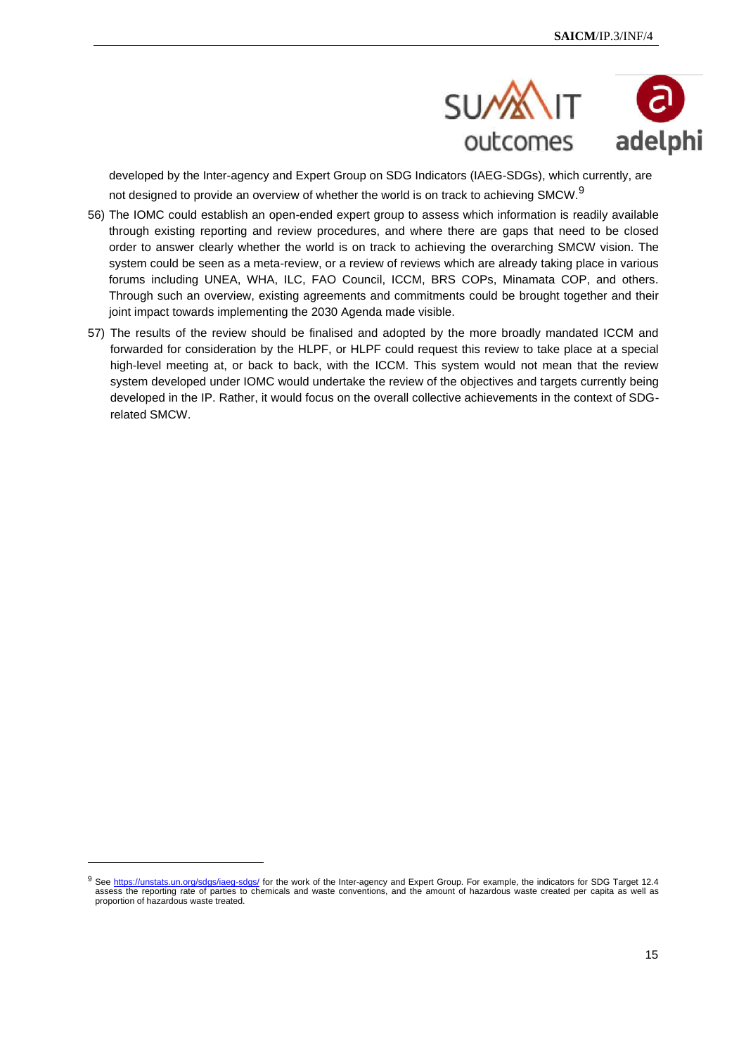developed by the Inter-agency and Expert Group on SDG Indicators (IAEG-SDGs), which currently, are not designed to provide an overview of whether the world is on track to achieving SMCW.[9]

56) The IOMC could establish an open-ended expert group to assess which information is readily available through existing reporting and review procedures, and where there are gaps that need to be closed order to answer clearly whether the world is on track to achieving the overarching SMCW vision. The system could be seen as a meta-review, or a review of reviews which are already taking place in various forums including UNEA, WHA, ILC, FAO Council, ICCM, BRS COPs, Minamata COP, and others. Through such an overview, existing agreements and commitments could be brought together and their joint impact towards implementing the 2030 Agenda made visible.

57) The results of the review should be finalised and adopted by the more broadly mandated ICCM and forwarded for consideration by the HLPF, or HLPF could request this review to take place at a special high-level meeting at, or back to back, with the ICCM. This system would not mean that the review system developed under IOMC would undertake the review of the objectives and targets currently being developed in the IP. Rather, it would focus on the overall collective achievements in the context of SDG-related SMCW.

[9] See https://unstats.un.org/sdgs/iaeg-sdgs/ for the work of the Inter-agency and Expert Group. For example, the indicators for SDG Target 12.4 assess the reporting rate of parties to chemicals and waste conventions, and the amount of hazardous waste created per capita as well as proportion of hazardous waste treated.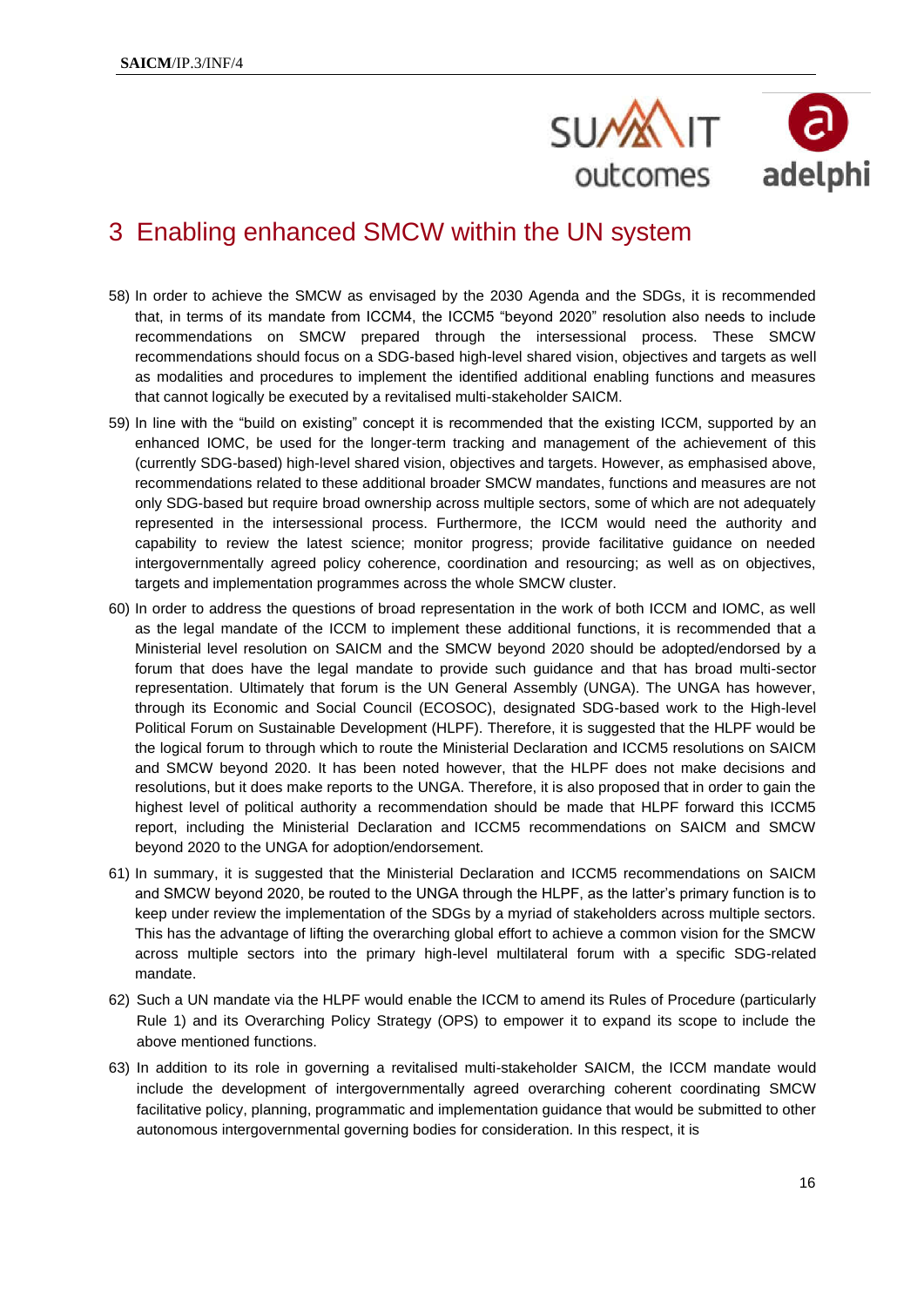## 3 Enabling enhanced SMCW within the UN system

58) In order to achieve the SMCW as envisaged by the 2030 Agenda and the SDGs, it is recommended that, in terms of its mandate from ICCM4, the ICCM5 "beyond 2020" resolution also needs to include recommendations on SMCW prepared through the intersessional process. These SMCW recommendations should focus on a SDG-based high-level shared vision, objectives and targets as well as modalities and procedures to implement the identified additional enabling functions and measures that cannot logically be executed by a revitalised multi-stakeholder SAICM.

59) In line with the "build on existing" concept it is recommended that the existing ICCM, supported by an enhanced IOMC, be used for the longer-term tracking and management of the achievement of this (currently SDG-based) high-level shared vision, objectives and targets. However, as emphasised above, recommendations related to these additional broader SMCW mandates, functions and measures are not only SDG-based but require broad ownership across multiple sectors, some of which are not adequately represented in the intersessional process. Furthermore, the ICCM would need the authority and capability to review the latest science; monitor progress; provide facilitative guidance on needed intergovernmentally agreed policy coherence, coordination and resourcing; as well as on objectives, targets and implementation programmes across the whole SMCW cluster.

60) In order to address the questions of broad representation in the work of both ICCM and IOMC, as well as the legal mandate of the ICCM to implement these additional functions, it is recommended that a Ministerial level resolution on SAICM and the SMCW beyond 2020 should be adopted/endorsed by a forum that does have the legal mandate to provide such guidance and that has broad multi-sector representation. Ultimately that forum is the UN General Assembly (UNGA). The UNGA has however, through its Economic and Social Council (ECOSOC), designated SDG-based work to the High-level Political Forum on Sustainable Development (HLPF). Therefore, it is suggested that the HLPF would be the logical forum to through which to route the Ministerial Declaration and ICCM5 resolutions on SAICM and SMCW beyond 2020. It has been noted however, that the HLPF does not make decisions and resolutions, but it does make reports to the UNGA. Therefore, it is also proposed that in order to gain the highest level of political authority a recommendation should be made that HLPF forward this ICCM5 report, including the Ministerial Declaration and ICCM5 recommendations on SAICM and SMCW beyond 2020 to the UNGA for adoption/endorsement.

61) In summary, it is suggested that the Ministerial Declaration and ICCM5 recommendations on SAICM and SMCW beyond 2020, be routed to the UNGA through the HLPF, as the latter's primary function is to keep under review the implementation of the SDGs by a myriad of stakeholders across multiple sectors. This has the advantage of lifting the overarching global effort to achieve a common vision for the SMCW across multiple sectors into the primary high-level multilateral forum with a specific SDG-related mandate.

62) Such a UN mandate via the HLPF would enable the ICCM to amend its Rules of Procedure (particularly Rule 1) and its Overarching Policy Strategy (OPS) to empower it to expand its scope to include the above mentioned functions.

63) In addition to its role in governing a revitalised multi-stakeholder SAICM, the ICCM mandate would include the development of intergovernmentally agreed overarching coherent coordinating SMCW facilitative policy, planning, programmatic and implementation guidance that would be submitted to other autonomous intergovernmental governing bodies for consideration. In this respect, it is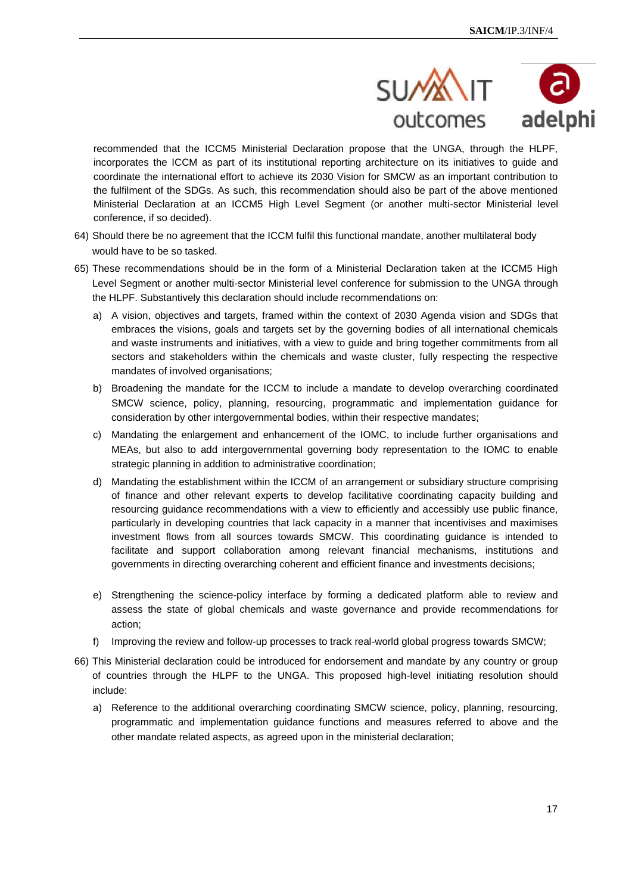recommended that the ICCM5 Ministerial Declaration propose that the UNGA, through the HLPF, incorporates the ICCM as part of its institutional reporting architecture on its initiatives to guide and coordinate the international effort to achieve its 2030 Vision for SMCW as an important contribution to the fulfilment of the SDGs. As such, this recommendation should also be part of the above mentioned Ministerial Declaration at an ICCM5 High Level Segment (or another multi-sector Ministerial level conference, if so decided).

64) Should there be no agreement that the ICCM fulfil this functional mandate, another multilateral body would have to be so tasked.

65) These recommendations should be in the form of a Ministerial Declaration taken at the ICCM5 High Level Segment or another multi-sector Ministerial level conference for submission to the UNGA through the HLPF. Substantively this declaration should include recommendations on:

   a) A vision, objectives and targets, framed within the context of 2030 Agenda vision and SDGs that embraces the visions, goals and targets set by the governing bodies of all international chemicals and waste instruments and initiatives, with a view to guide and bring together commitments from all sectors and stakeholders within the chemicals and waste cluster, fully respecting the respective mandates of involved organisations;

   b) Broadening the mandate for the ICCM to include a mandate to develop overarching coordinated SMCW science, policy, planning, resourcing, programmatic and implementation guidance for consideration by other intergovernmental bodies, within their respective mandates;

   c) Mandating the enlargement and enhancement of the IOMC, to include further organisations and MEAs, but also to add intergovernmental governing body representation to the IOMC to enable strategic planning in addition to administrative coordination;

   d) Mandating the establishment within the ICCM of an arrangement or subsidiary structure comprising of finance and other relevant experts to develop facilitative coordinating capacity building and resourcing guidance recommendations with a view to efficiently and accessibly use public finance, particularly in developing countries that lack capacity in a manner that incentivises and maximises investment flows from all sources towards SMCW. This coordinating guidance is intended to facilitate and support collaboration among relevant financial mechanisms, institutions and governments in directing overarching coherent and efficient finance and investments decisions;

   e) Strengthening the science-policy interface by forming a dedicated platform able to review and assess the state of global chemicals and waste governance and provide recommendations for action;

   f) Improving the review and follow-up processes to track real-world global progress towards SMCW;

66) This Ministerial declaration could be introduced for endorsement and mandate by any country or group of countries through the HLPF to the UNGA. This proposed high-level initiating resolution should include:

   a) Reference to the additional overarching coordinating SMCW science, policy, planning, resourcing, programmatic and implementation guidance functions and measures referred to above and the other mandate related aspects, as agreed upon in the ministerial declaration;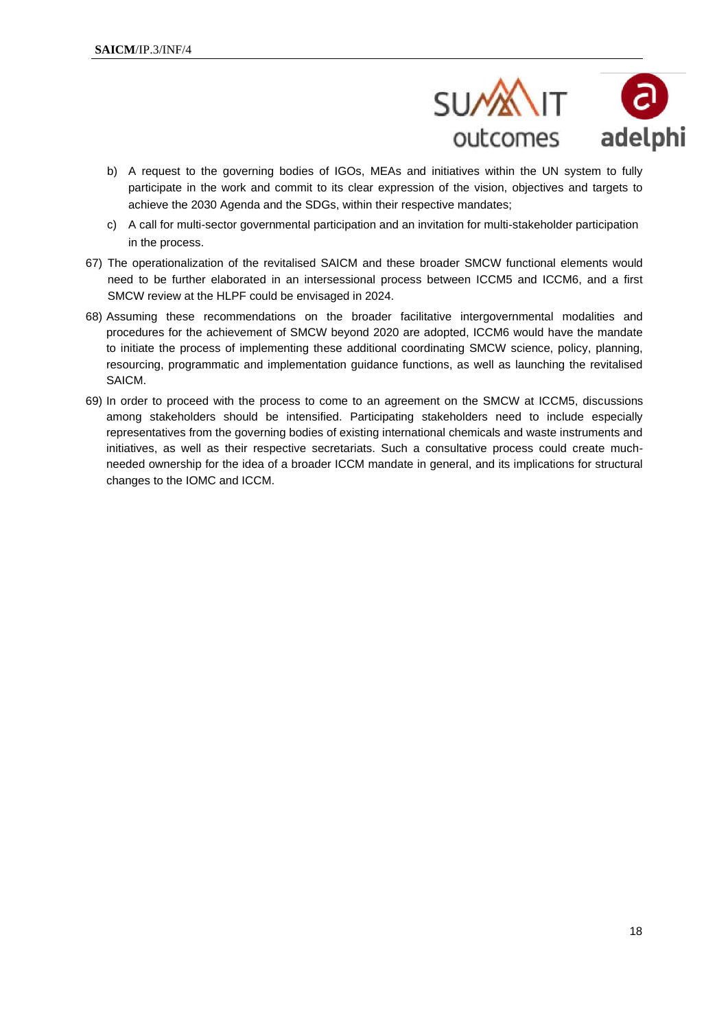b) A request to the governing bodies of IGOs, MEAs and initiatives within the UN system to fully participate in the work and commit to its clear expression of the vision, objectives and targets to achieve the 2030 Agenda and the SDGs, within their respective mandates;

c) A call for multi-sector governmental participation and an invitation for multi-stakeholder participation in the process.

67) The operationalization of the revitalised SAICM and these broader SMCW functional elements would need to be further elaborated in an intersessional process between ICCM5 and ICCM6, and a first SMCW review at the HLPF could be envisaged in 2024.

68) Assuming these recommendations on the broader facilitative intergovernmental modalities and procedures for the achievement of SMCW beyond 2020 are adopted, ICCM6 would have the mandate to initiate the process of implementing these additional coordinating SMCW science, policy, planning, resourcing, programmatic and implementation guidance functions, as well as launching the revitalised SAICM.

69) In order to proceed with the process to come to an agreement on the SMCW at ICCM5, discussions among stakeholders should be intensified. Participating stakeholders need to include especially representatives from the governing bodies of existing international chemicals and waste instruments and initiatives, as well as their respective secretariats. Such a consultative process could create much-needed ownership for the idea of a broader ICCM mandate in general, and its implications for structural changes to the IOMC and ICCM.